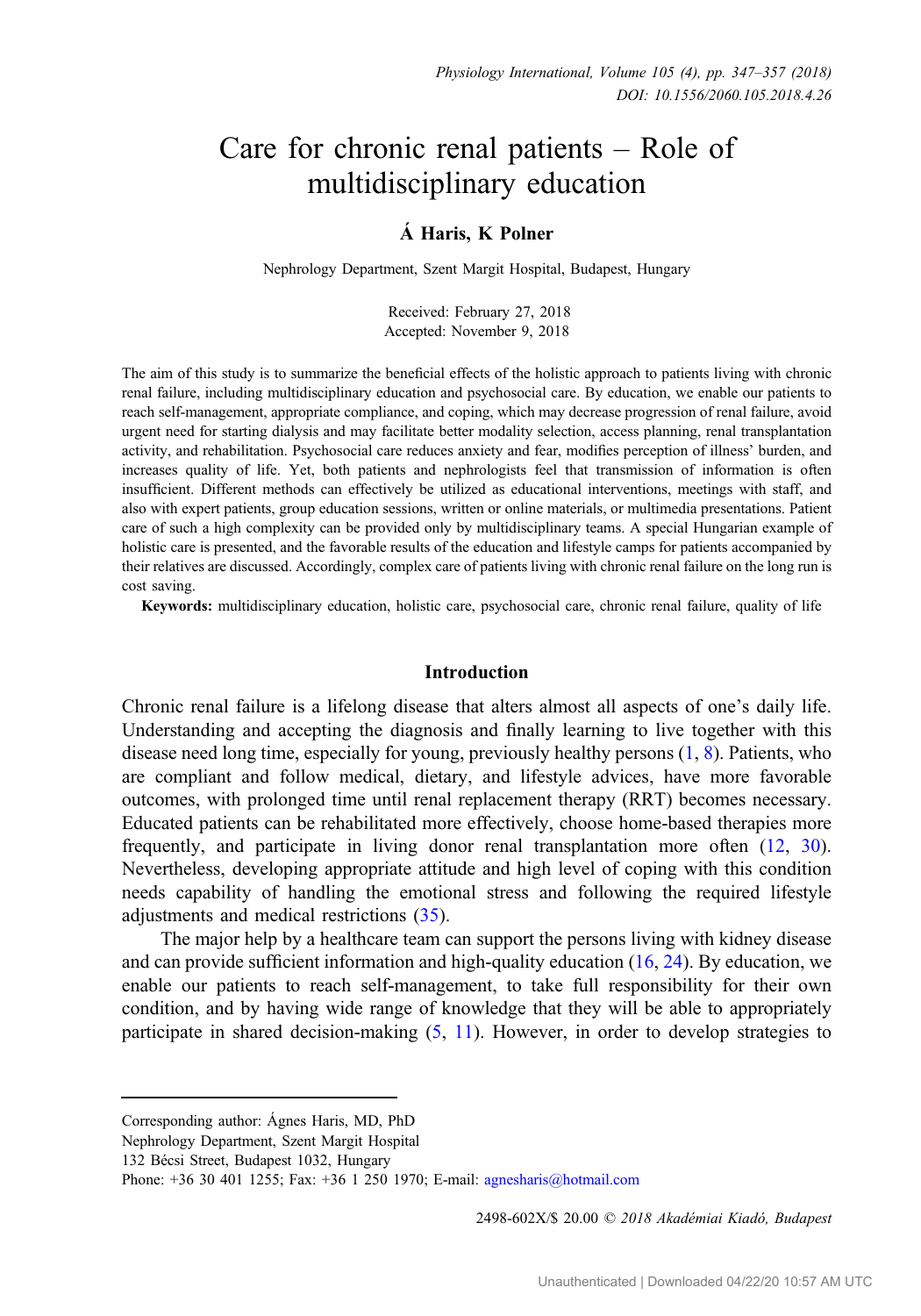# Care for chronic renal patients – Role of multidisciplinary education

**Á Haris, K Polner**

Nephrology Department, Szent Margit Hospital, Budapest, Hungary

Received: February 27, 2018
Accepted: November 9, 2018

The aim of this study is to summarize the beneficial effects of the holistic approach to patients living with chronic renal failure, including multidisciplinary education and psychosocial care. By education, we enable our patients to reach self-management, appropriate compliance, and coping, which may decrease progression of renal failure, avoid urgent need for starting dialysis and may facilitate better modality selection, access planning, renal transplantation activity, and rehabilitation. Psychosocial care reduces anxiety and fear, modifies perception of illness' burden, and increases quality of life. Yet, both patients and nephrologists feel that transmission of information is often insufficient. Different methods can effectively be utilized as educational interventions, meetings with staff, and also with expert patients, group education sessions, written or online materials, or multimedia presentations. Patient care of such a high complexity can be provided only by multidisciplinary teams. A special Hungarian example of holistic care is presented, and the favorable results of the education and lifestyle camps for patients accompanied by their relatives are discussed. Accordingly, complex care of patients living with chronic renal failure on the long run is cost saving.

**Keywords:** multidisciplinary education, holistic care, psychosocial care, chronic renal failure, quality of life

## Introduction

Chronic renal failure is a lifelong disease that alters almost all aspects of one's daily life. Understanding and accepting the diagnosis and finally learning to live together with this disease need long time, especially for young, previously healthy persons (1, 8). Patients, who are compliant and follow medical, dietary, and lifestyle advices, have more favorable outcomes, with prolonged time until renal replacement therapy (RRT) becomes necessary. Educated patients can be rehabilitated more effectively, choose home-based therapies more frequently, and participate in living donor renal transplantation more often (12, 30). Nevertheless, developing appropriate attitude and high level of coping with this condition needs capability of handling the emotional stress and following the required lifestyle adjustments and medical restrictions (35).

The major help by a healthcare team can support the persons living with kidney disease and can provide sufficient information and high-quality education (16, 24). By education, we enable our patients to reach self-management, to take full responsibility for their own condition, and by having wide range of knowledge that they will be able to appropriately participate in shared decision-making (5, 11). However, in order to develop strategies to

Corresponding author: Ágnes Haris, MD, PhD
Nephrology Department, Szent Margit Hospital
132 Bécsi Street, Budapest 1032, Hungary
Phone: +36 30 401 1255; Fax: +36 1 250 1970; E-mail: agnesharis@hotmail.com

2498-602X/$ 20.00 © 2018 Akadémiai Kiadó, Budapest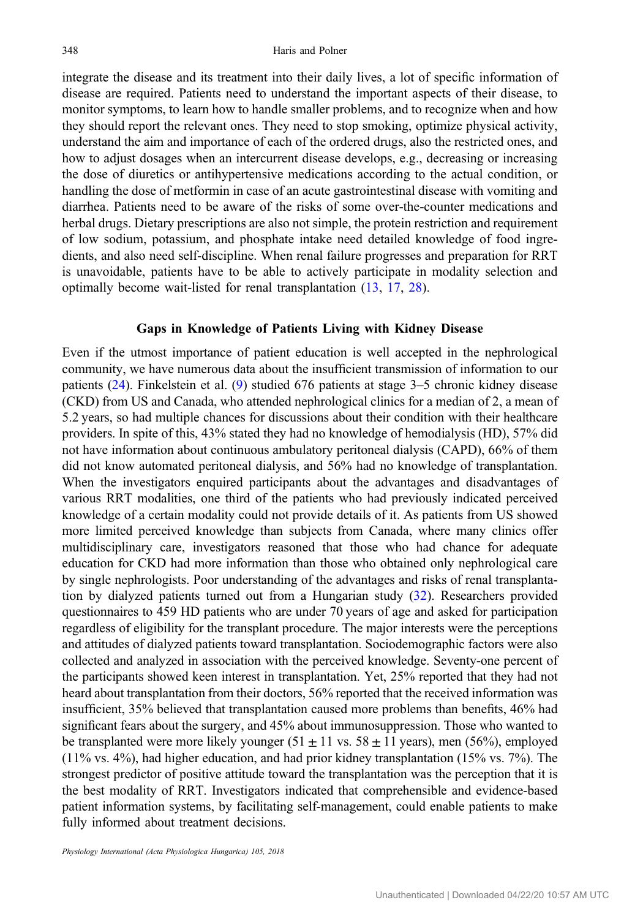integrate the disease and its treatment into their daily lives, a lot of specific information of disease are required. Patients need to understand the important aspects of their disease, to monitor symptoms, to learn how to handle smaller problems, and to recognize when and how they should report the relevant ones. They need to stop smoking, optimize physical activity, understand the aim and importance of each of the ordered drugs, also the restricted ones, and how to adjust dosages when an intercurrent disease develops, e.g., decreasing or increasing the dose of diuretics or antihypertensive medications according to the actual condition, or handling the dose of metformin in case of an acute gastrointestinal disease with vomiting and diarrhea. Patients need to be aware of the risks of some over-the-counter medications and herbal drugs. Dietary prescriptions are also not simple, the protein restriction and requirement of low sodium, potassium, and phosphate intake need detailed knowledge of food ingredients, and also need self-discipline. When renal failure progresses and preparation for RRT is unavoidable, patients have to be able to actively participate in modality selection and optimally become wait-listed for renal transplantation (13, 17, 28).

## Gaps in Knowledge of Patients Living with Kidney Disease

Even if the utmost importance of patient education is well accepted in the nephrological community, we have numerous data about the insufficient transmission of information to our patients (24). Finkelstein et al. (9) studied 676 patients at stage 3–5 chronic kidney disease (CKD) from US and Canada, who attended nephrological clinics for a median of 2, a mean of 5.2 years, so had multiple chances for discussions about their condition with their healthcare providers. In spite of this, 43% stated they had no knowledge of hemodialysis (HD), 57% did not have information about continuous ambulatory peritoneal dialysis (CAPD), 66% of them did not know automated peritoneal dialysis, and 56% had no knowledge of transplantation. When the investigators enquired participants about the advantages and disadvantages of various RRT modalities, one third of the patients who had previously indicated perceived knowledge of a certain modality could not provide details of it. As patients from US showed more limited perceived knowledge than subjects from Canada, where many clinics offer multidisciplinary care, investigators reasoned that those who had chance for adequate education for CKD had more information than those who obtained only nephrological care by single nephrologists. Poor understanding of the advantages and risks of renal transplantation by dialyzed patients turned out from a Hungarian study (32). Researchers provided questionnaires to 459 HD patients who are under 70 years of age and asked for participation regardless of eligibility for the transplant procedure. The major interests were the perceptions and attitudes of dialyzed patients toward transplantation. Sociodemographic factors were also collected and analyzed in association with the perceived knowledge. Seventy-one percent of the participants showed keen interest in transplantation. Yet, 25% reported that they had not heard about transplantation from their doctors, 56% reported that the received information was insufficient, 35% believed that transplantation caused more problems than benefits, 46% had significant fears about the surgery, and 45% about immunosuppression. Those who wanted to be transplanted were more likely younger ($51 \pm 11$ vs. $58 \pm 11$ years), men (56%), employed (11% vs. 4%), had higher education, and had prior kidney transplantation (15% vs. 7%). The strongest predictor of positive attitude toward the transplantation was the perception that it is the best modality of RRT. Investigators indicated that comprehensible and evidence-based patient information systems, by facilitating self-management, could enable patients to make fully informed about treatment decisions.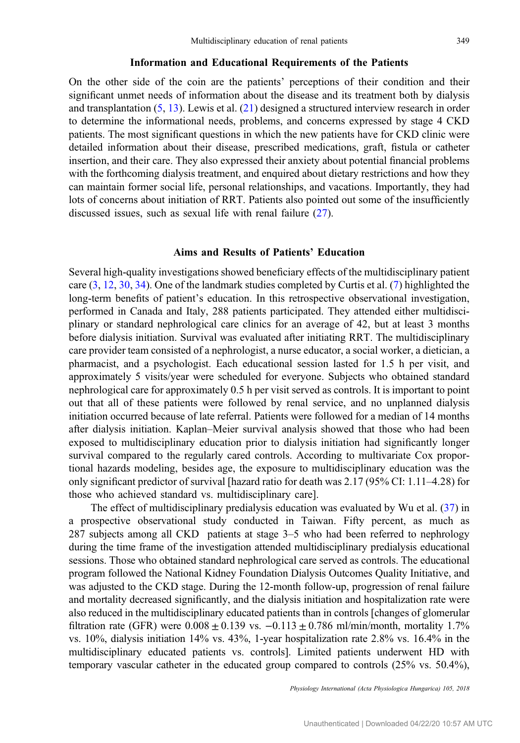## Information and Educational Requirements of the Patients

On the other side of the coin are the patients' perceptions of their condition and their significant unmet needs of information about the disease and its treatment both by dialysis and transplantation (5, 13). Lewis et al. (21) designed a structured interview research in order to determine the informational needs, problems, and concerns expressed by stage 4 CKD patients. The most significant questions in which the new patients have for CKD clinic were detailed information about their disease, prescribed medications, graft, fistula or catheter insertion, and their care. They also expressed their anxiety about potential financial problems with the forthcoming dialysis treatment, and enquired about dietary restrictions and how they can maintain former social life, personal relationships, and vacations. Importantly, they had lots of concerns about initiation of RRT. Patients also pointed out some of the insufficiently discussed issues, such as sexual life with renal failure (27).

## Aims and Results of Patients' Education

Several high-quality investigations showed beneficiary effects of the multidisciplinary patient care (3, 12, 30, 34). One of the landmark studies completed by Curtis et al. (7) highlighted the long-term benefits of patient's education. In this retrospective observational investigation, performed in Canada and Italy, 288 patients participated. They attended either multidisciplinary or standard nephrological care clinics for an average of 42, but at least 3 months before dialysis initiation. Survival was evaluated after initiating RRT. The multidisciplinary care provider team consisted of a nephrologist, a nurse educator, a social worker, a dietician, a pharmacist, and a psychologist. Each educational session lasted for 1.5 h per visit, and approximately 5 visits/year were scheduled for everyone. Subjects who obtained standard nephrological care for approximately 0.5 h per visit served as controls. It is important to point out that all of these patients were followed by renal service, and no unplanned dialysis initiation occurred because of late referral. Patients were followed for a median of 14 months after dialysis initiation. Kaplan–Meier survival analysis showed that those who had been exposed to multidisciplinary education prior to dialysis initiation had significantly longer survival compared to the regularly cared controls. According to multivariate Cox proportional hazards modeling, besides age, the exposure to multidisciplinary education was the only significant predictor of survival [hazard ratio for death was 2.17 (95% CI: 1.11–4.28) for those who achieved standard vs. multidisciplinary care].

The effect of multidisciplinary predialysis education was evaluated by Wu et al. (37) in a prospective observational study conducted in Taiwan. Fifty percent, as much as 287 subjects among all CKD patients at stage 3–5 who had been referred to nephrology during the time frame of the investigation attended multidisciplinary predialysis educational sessions. Those who obtained standard nephrological care served as controls. The educational program followed the National Kidney Foundation Dialysis Outcomes Quality Initiative, and was adjusted to the CKD stage. During the 12-month follow-up, progression of renal failure and mortality decreased significantly, and the dialysis initiation and hospitalization rate were also reduced in the multidisciplinary educated patients than in controls [changes of glomerular filtration rate (GFR) were $0.008 \pm 0.139$ vs. $-0.113 \pm 0.786$ ml/min/month, mortality 1.7% vs. 10%, dialysis initiation 14% vs. 43%, 1-year hospitalization rate 2.8% vs. 16.4% in the multidisciplinary educated patients vs. controls]. Limited patients underwent HD with temporary vascular catheter in the educated group compared to controls (25% vs. 50.4%),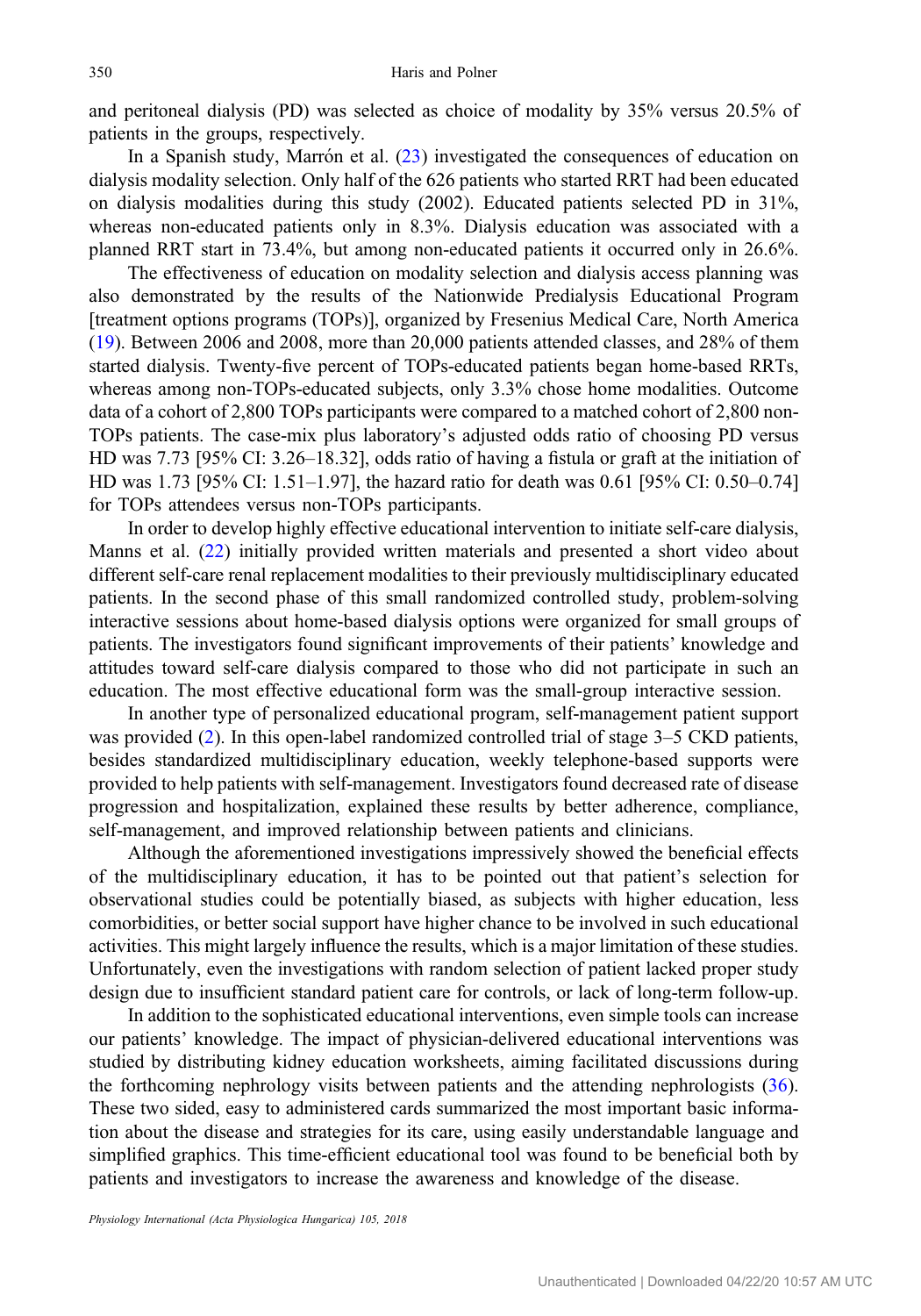and peritoneal dialysis (PD) was selected as choice of modality by 35% versus 20.5% of patients in the groups, respectively.

In a Spanish study, Marrón et al. (23) investigated the consequences of education on dialysis modality selection. Only half of the 626 patients who started RRT had been educated on dialysis modalities during this study (2002). Educated patients selected PD in 31%, whereas non-educated patients only in 8.3%. Dialysis education was associated with a planned RRT start in 73.4%, but among non-educated patients it occurred only in 26.6%.

The effectiveness of education on modality selection and dialysis access planning was also demonstrated by the results of the Nationwide Predialysis Educational Program [treatment options programs (TOPs)], organized by Fresenius Medical Care, North America (19). Between 2006 and 2008, more than 20,000 patients attended classes, and 28% of them started dialysis. Twenty-five percent of TOPs-educated patients began home-based RRTs, whereas among non-TOPs-educated subjects, only 3.3% chose home modalities. Outcome data of a cohort of 2,800 TOPs participants were compared to a matched cohort of 2,800 non-TOPs patients. The case-mix plus laboratory's adjusted odds ratio of choosing PD versus HD was 7.73 [95% CI: 3.26–18.32], odds ratio of having a fistula or graft at the initiation of HD was 1.73 [95% CI: 1.51–1.97], the hazard ratio for death was 0.61 [95% CI: 0.50–0.74] for TOPs attendees versus non-TOPs participants.

In order to develop highly effective educational intervention to initiate self-care dialysis, Manns et al. (22) initially provided written materials and presented a short video about different self-care renal replacement modalities to their previously multidisciplinary educated patients. In the second phase of this small randomized controlled study, problem-solving interactive sessions about home-based dialysis options were organized for small groups of patients. The investigators found significant improvements of their patients' knowledge and attitudes toward self-care dialysis compared to those who did not participate in such an education. The most effective educational form was the small-group interactive session.

In another type of personalized educational program, self-management patient support was provided (2). In this open-label randomized controlled trial of stage 3–5 CKD patients, besides standardized multidisciplinary education, weekly telephone-based supports were provided to help patients with self-management. Investigators found decreased rate of disease progression and hospitalization, explained these results by better adherence, compliance, self-management, and improved relationship between patients and clinicians.

Although the aforementioned investigations impressively showed the beneficial effects of the multidisciplinary education, it has to be pointed out that patient's selection for observational studies could be potentially biased, as subjects with higher education, less comorbidities, or better social support have higher chance to be involved in such educational activities. This might largely influence the results, which is a major limitation of these studies. Unfortunately, even the investigations with random selection of patient lacked proper study design due to insufficient standard patient care for controls, or lack of long-term follow-up.

In addition to the sophisticated educational interventions, even simple tools can increase our patients' knowledge. The impact of physician-delivered educational interventions was studied by distributing kidney education worksheets, aiming facilitated discussions during the forthcoming nephrology visits between patients and the attending nephrologists (36). These two sided, easy to administered cards summarized the most important basic information about the disease and strategies for its care, using easily understandable language and simplified graphics. This time-efficient educational tool was found to be beneficial both by patients and investigators to increase the awareness and knowledge of the disease.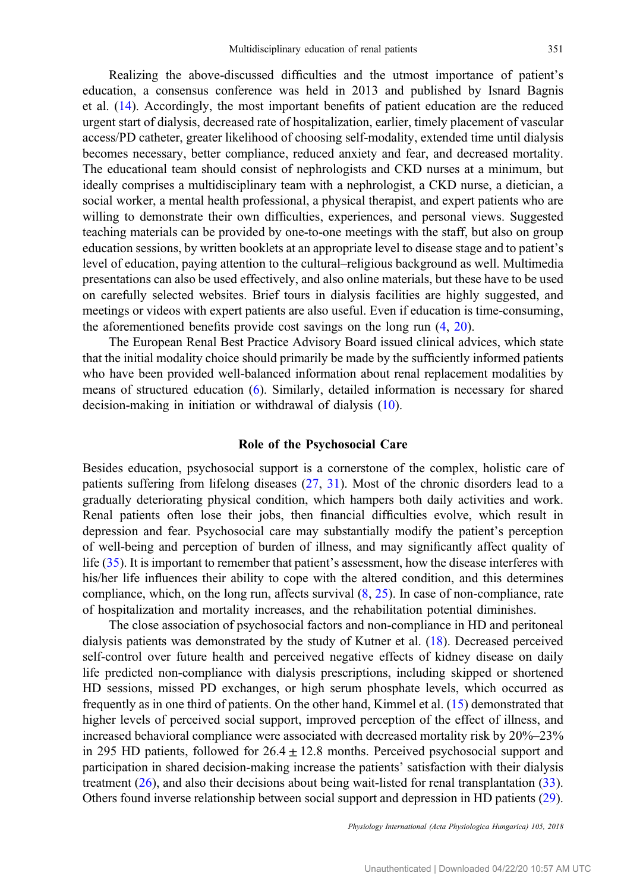Realizing the above-discussed difficulties and the utmost importance of patient's education, a consensus conference was held in 2013 and published by Isnard Bagnis et al. (14). Accordingly, the most important benefits of patient education are the reduced urgent start of dialysis, decreased rate of hospitalization, earlier, timely placement of vascular access/PD catheter, greater likelihood of choosing self-modality, extended time until dialysis becomes necessary, better compliance, reduced anxiety and fear, and decreased mortality. The educational team should consist of nephrologists and CKD nurses at a minimum, but ideally comprises a multidisciplinary team with a nephrologist, a CKD nurse, a dietician, a social worker, a mental health professional, a physical therapist, and expert patients who are willing to demonstrate their own difficulties, experiences, and personal views. Suggested teaching materials can be provided by one-to-one meetings with the staff, but also on group education sessions, by written booklets at an appropriate level to disease stage and to patient's level of education, paying attention to the cultural–religious background as well. Multimedia presentations can also be used effectively, and also online materials, but these have to be used on carefully selected websites. Brief tours in dialysis facilities are highly suggested, and meetings or videos with expert patients are also useful. Even if education is time-consuming, the aforementioned benefits provide cost savings on the long run (4, 20).

The European Renal Best Practice Advisory Board issued clinical advices, which state that the initial modality choice should primarily be made by the sufficiently informed patients who have been provided well-balanced information about renal replacement modalities by means of structured education (6). Similarly, detailed information is necessary for shared decision-making in initiation or withdrawal of dialysis (10).

## Role of the Psychosocial Care

Besides education, psychosocial support is a cornerstone of the complex, holistic care of patients suffering from lifelong diseases (27, 31). Most of the chronic disorders lead to a gradually deteriorating physical condition, which hampers both daily activities and work. Renal patients often lose their jobs, then financial difficulties evolve, which result in depression and fear. Psychosocial care may substantially modify the patient's perception of well-being and perception of burden of illness, and may significantly affect quality of life (35). It is important to remember that patient's assessment, how the disease interferes with his/her life influences their ability to cope with the altered condition, and this determines compliance, which, on the long run, affects survival (8, 25). In case of non-compliance, rate of hospitalization and mortality increases, and the rehabilitation potential diminishes.

The close association of psychosocial factors and non-compliance in HD and peritoneal dialysis patients was demonstrated by the study of Kutner et al. (18). Decreased perceived self-control over future health and perceived negative effects of kidney disease on daily life predicted non-compliance with dialysis prescriptions, including skipped or shortened HD sessions, missed PD exchanges, or high serum phosphate levels, which occurred as frequently as in one third of patients. On the other hand, Kimmel et al. (15) demonstrated that higher levels of perceived social support, improved perception of the effect of illness, and increased behavioral compliance were associated with decreased mortality risk by 20%–23% in 295 HD patients, followed for $26.4 \pm 12.8$ months. Perceived psychosocial support and participation in shared decision-making increase the patients' satisfaction with their dialysis treatment (26), and also their decisions about being wait-listed for renal transplantation (33). Others found inverse relationship between social support and depression in HD patients (29).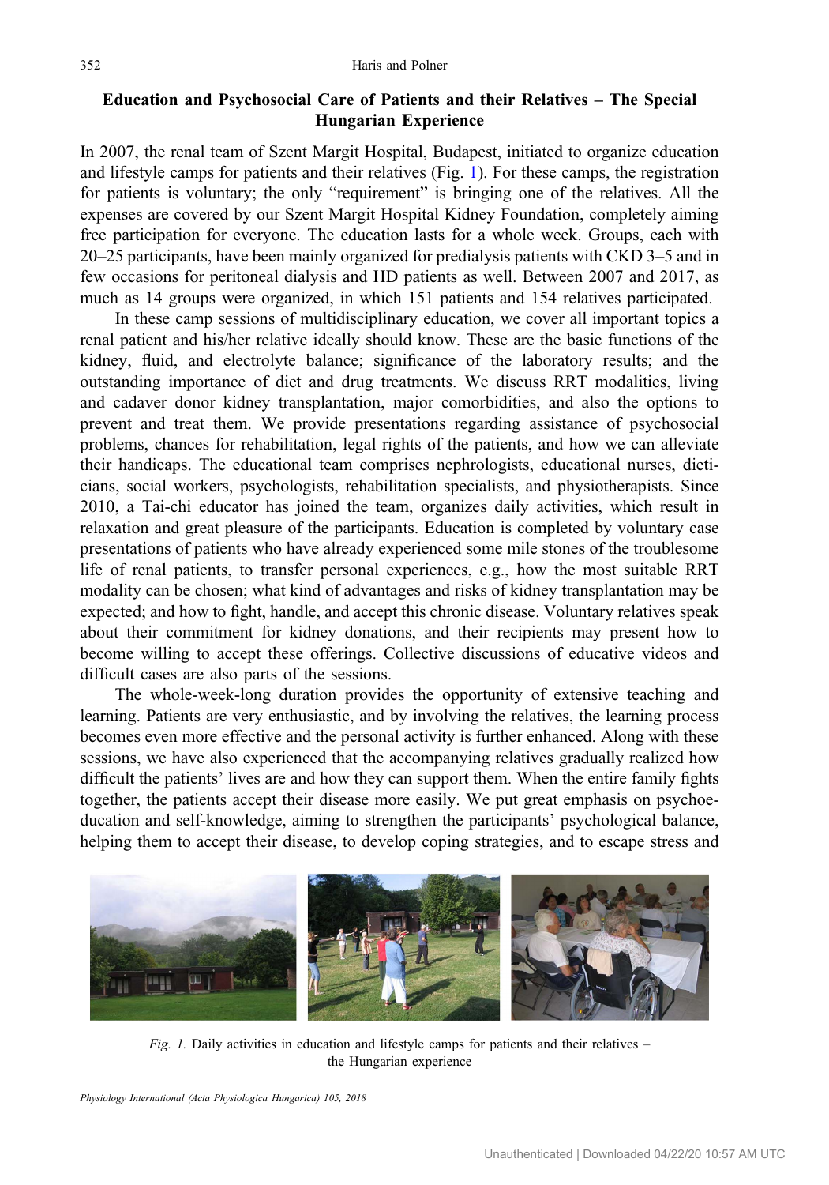## Education and Psychosocial Care of Patients and their Relatives – The Special Hungarian Experience

In 2007, the renal team of Szent Margit Hospital, Budapest, initiated to organize education and lifestyle camps for patients and their relatives (Fig. 1). For these camps, the registration for patients is voluntary; the only "requirement" is bringing one of the relatives. All the expenses are covered by our Szent Margit Hospital Kidney Foundation, completely aiming free participation for everyone. The education lasts for a whole week. Groups, each with 20–25 participants, have been mainly organized for predialysis patients with CKD 3–5 and in few occasions for peritoneal dialysis and HD patients as well. Between 2007 and 2017, as much as 14 groups were organized, in which 151 patients and 154 relatives participated.

In these camp sessions of multidisciplinary education, we cover all important topics a renal patient and his/her relative ideally should know. These are the basic functions of the kidney, fluid, and electrolyte balance; significance of the laboratory results; and the outstanding importance of diet and drug treatments. We discuss RRT modalities, living and cadaver donor kidney transplantation, major comorbidities, and also the options to prevent and treat them. We provide presentations regarding assistance of psychosocial problems, chances for rehabilitation, legal rights of the patients, and how we can alleviate their handicaps. The educational team comprises nephrologists, educational nurses, dieticians, social workers, psychologists, rehabilitation specialists, and physiotherapists. Since 2010, a Tai-chi educator has joined the team, organizes daily activities, which result in relaxation and great pleasure of the participants. Education is completed by voluntary case presentations of patients who have already experienced some mile stones of the troublesome life of renal patients, to transfer personal experiences, e.g., how the most suitable RRT modality can be chosen; what kind of advantages and risks of kidney transplantation may be expected; and how to fight, handle, and accept this chronic disease. Voluntary relatives speak about their commitment for kidney donations, and their recipients may present how to become willing to accept these offerings. Collective discussions of educative videos and difficult cases are also parts of the sessions.

The whole-week-long duration provides the opportunity of extensive teaching and learning. Patients are very enthusiastic, and by involving the relatives, the learning process becomes even more effective and the personal activity is further enhanced. Along with these sessions, we have also experienced that the accompanying relatives gradually realized how difficult the patients' lives are and how they can support them. When the entire family fights together, the patients accept their disease more easily. We put great emphasis on psychoeducation and self-knowledge, aiming to strengthen the participants' psychological balance, helping them to accept their disease, to develop coping strategies, and to escape stress and

*Fig. 1.* Daily activities in education and lifestyle camps for patients and their relatives – the Hungarian experience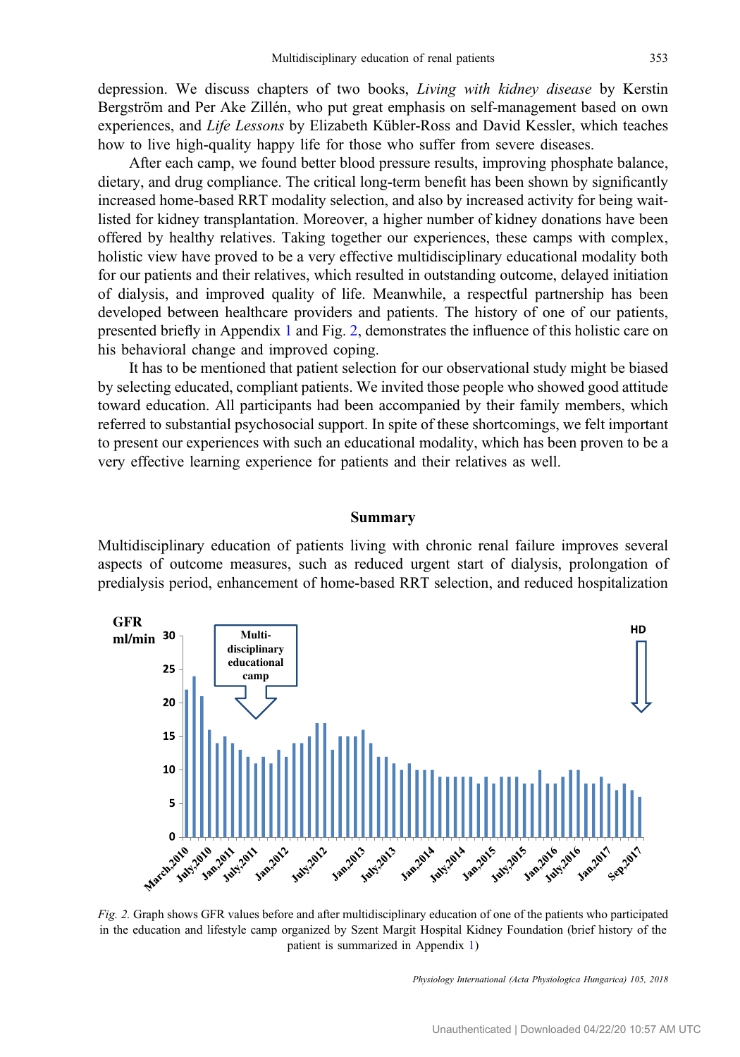depression. We discuss chapters of two books, *Living with kidney disease* by Kerstin Bergström and Per Ake Zillén, who put great emphasis on self-management based on own experiences, and *Life Lessons* by Elizabeth Kübler-Ross and David Kessler, which teaches how to live high-quality happy life for those who suffer from severe diseases.

After each camp, we found better blood pressure results, improving phosphate balance, dietary, and drug compliance. The critical long-term benefit has been shown by significantly increased home-based RRT modality selection, and also by increased activity for being wait-listed for kidney transplantation. Moreover, a higher number of kidney donations have been offered by healthy relatives. Taking together our experiences, these camps with complex, holistic view have proved to be a very effective multidisciplinary educational modality both for our patients and their relatives, which resulted in outstanding outcome, delayed initiation of dialysis, and improved quality of life. Meanwhile, a respectful partnership has been developed between healthcare providers and patients. The history of one of our patients, presented briefly in Appendix 1 and Fig. 2, demonstrates the influence of this holistic care on his behavioral change and improved coping.

It has to be mentioned that patient selection for our observational study might be biased by selecting educated, compliant patients. We invited those people who showed good attitude toward education. All participants had been accompanied by their family members, which referred to substantial psychosocial support. In spite of these shortcomings, we felt important to present our experiences with such an educational modality, which has been proven to be a very effective learning experience for patients and their relatives as well.

## Summary

Multidisciplinary education of patients living with chronic renal failure improves several aspects of outcome measures, such as reduced urgent start of dialysis, prolongation of predialysis period, enhancement of home-based RRT selection, and reduced hospitalization

*Fig. 2.* Graph shows GFR values before and after multidisciplinary education of one of the patients who participated in the education and lifestyle camp organized by Szent Margit Hospital Kidney Foundation (brief history of the patient is summarized in Appendix 1)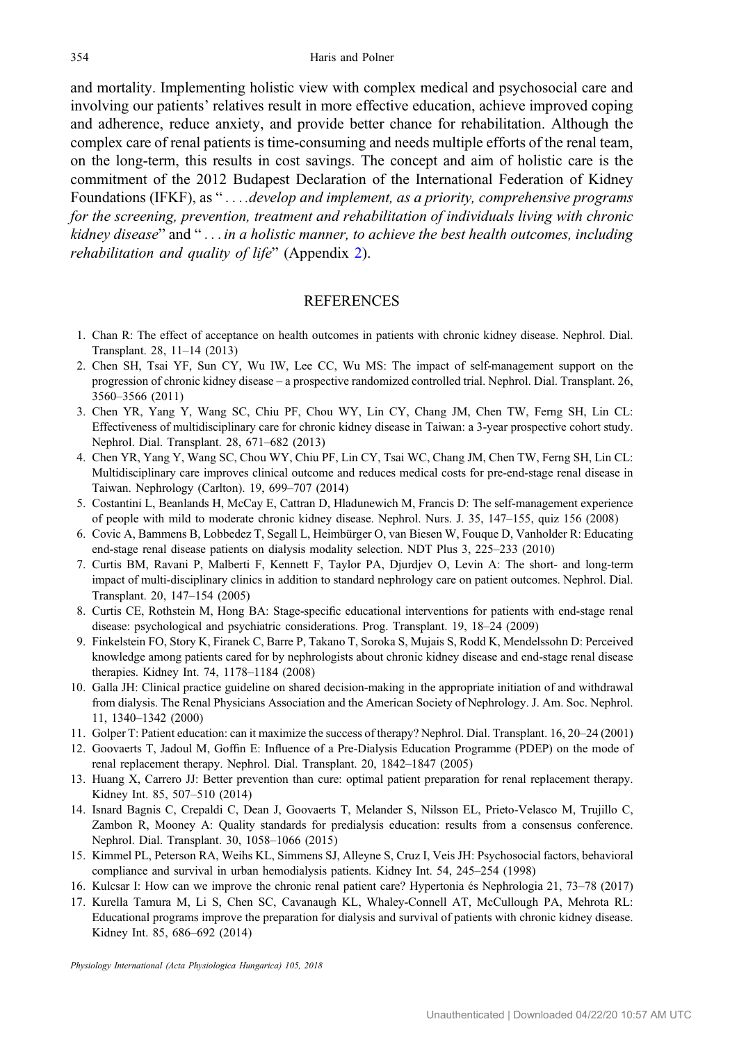and mortality. Implementing holistic view with complex medical and psychosocial care and involving our patients' relatives result in more effective education, achieve improved coping and adherence, reduce anxiety, and provide better chance for rehabilitation. Although the complex care of renal patients is time-consuming and needs multiple efforts of the renal team, on the long-term, this results in cost savings. The concept and aim of holistic care is the commitment of the 2012 Budapest Declaration of the International Federation of Kidney Foundations (IFKF), as " . . . .*develop and implement, as a priority, comprehensive programs for the screening, prevention, treatment and rehabilitation of individuals living with chronic kidney disease*" and " . . . *in a holistic manner, to achieve the best health outcomes, including rehabilitation and quality of life*" (Appendix 2).

## REFERENCES

1. Chan R: The effect of acceptance on health outcomes in patients with chronic kidney disease. Nephrol. Dial. Transplant. 28, 11–14 (2013)
2. Chen SH, Tsai YF, Sun CY, Wu IW, Lee CC, Wu MS: The impact of self-management support on the progression of chronic kidney disease – a prospective randomized controlled trial. Nephrol. Dial. Transplant. 26, 3560–3566 (2011)
3. Chen YR, Yang Y, Wang SC, Chiu PF, Chou WY, Lin CY, Chang JM, Chen TW, Ferng SH, Lin CL: Effectiveness of multidisciplinary care for chronic kidney disease in Taiwan: a 3-year prospective cohort study. Nephrol. Dial. Transplant. 28, 671–682 (2013)
4. Chen YR, Yang Y, Wang SC, Chou WY, Chiu PF, Lin CY, Tsai WC, Chang JM, Chen TW, Ferng SH, Lin CL: Multidisciplinary care improves clinical outcome and reduces medical costs for pre-end-stage renal disease in Taiwan. Nephrology (Carlton). 19, 699–707 (2014)
5. Costantini L, Beanlands H, McCay E, Cattran D, Hladunewich M, Francis D: The self-management experience of people with mild to moderate chronic kidney disease. Nephrol. Nurs. J. 35, 147–155, quiz 156 (2008)
6. Covic A, Bammens B, Lobbedez T, Segall L, Heimbürger O, van Biesen W, Fouque D, Vanholder R: Educating end-stage renal disease patients on dialysis modality selection. NDT Plus 3, 225–233 (2010)
7. Curtis BM, Ravani P, Malberti F, Kennett F, Taylor PA, Djurdjev O, Levin A: The short- and long-term impact of multi-disciplinary clinics in addition to standard nephrology care on patient outcomes. Nephrol. Dial. Transplant. 20, 147–154 (2005)
8. Curtis CE, Rothstein M, Hong BA: Stage-specific educational interventions for patients with end-stage renal disease: psychological and psychiatric considerations. Prog. Transplant. 19, 18–24 (2009)
9. Finkelstein FO, Story K, Firanek C, Barre P, Takano T, Soroka S, Mujais S, Rodd K, Mendelssohn D: Perceived knowledge among patients cared for by nephrologists about chronic kidney disease and end-stage renal disease therapies. Kidney Int. 74, 1178–1184 (2008)
10. Galla JH: Clinical practice guideline on shared decision-making in the appropriate initiation of and withdrawal from dialysis. The Renal Physicians Association and the American Society of Nephrology. J. Am. Soc. Nephrol. 11, 1340–1342 (2000)
11. Golper T: Patient education: can it maximize the success of therapy? Nephrol. Dial. Transplant. 16, 20–24 (2001)
12. Goovaerts T, Jadoul M, Goffin E: Influence of a Pre-Dialysis Education Programme (PDEP) on the mode of renal replacement therapy. Nephrol. Dial. Transplant. 20, 1842–1847 (2005)
13. Huang X, Carrero JJ: Better prevention than cure: optimal patient preparation for renal replacement therapy. Kidney Int. 85, 507–510 (2014)
14. Isnard Bagnis C, Crepaldi C, Dean J, Goovaerts T, Melander S, Nilsson EL, Prieto-Velasco M, Trujillo C, Zambon R, Mooney A: Quality standards for predialysis education: results from a consensus conference. Nephrol. Dial. Transplant. 30, 1058–1066 (2015)
15. Kimmel PL, Peterson RA, Weihs KL, Simmens SJ, Alleyne S, Cruz I, Veis JH: Psychosocial factors, behavioral compliance and survival in urban hemodialysis patients. Kidney Int. 54, 245–254 (1998)
16. Kulcsar I: How can we improve the chronic renal patient care? Hypertonia és Nephrologia 21, 73–78 (2017)
17. Kurella Tamura M, Li S, Chen SC, Cavanaugh KL, Whaley-Connell AT, McCullough PA, Mehrota RL: Educational programs improve the preparation for dialysis and survival of patients with chronic kidney disease. Kidney Int. 85, 686–692 (2014)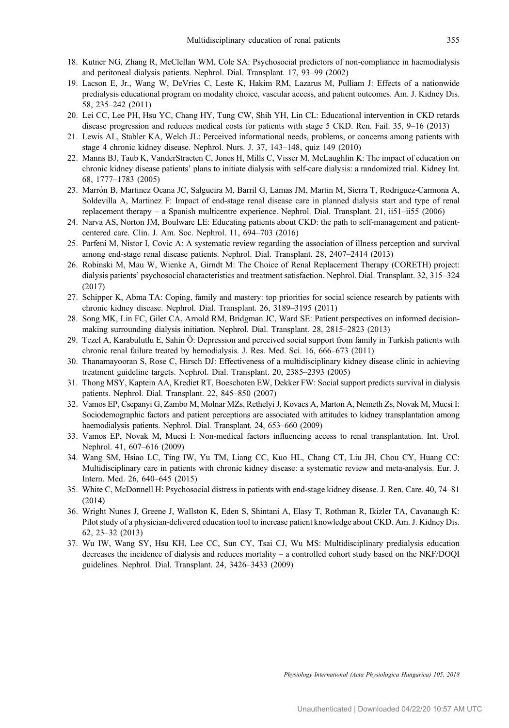18. Kutner NG, Zhang R, McClellan WM, Cole SA: Psychosocial predictors of non-compliance in haemodialysis and peritoneal dialysis patients. Nephrol. Dial. Transplant. 17, 93–99 (2002)
19. Lacson E, Jr., Wang W, DeVries C, Leste K, Hakim RM, Lazarus M, Pulliam J: Effects of a nationwide predialysis educational program on modality choice, vascular access, and patient outcomes. Am. J. Kidney Dis. 58, 235–242 (2011)
20. Lei CC, Lee PH, Hsu YC, Chang HY, Tung CW, Shih YH, Lin CL: Educational intervention in CKD retards disease progression and reduces medical costs for patients with stage 5 CKD. Ren. Fail. 35, 9–16 (2013)
21. Lewis AL, Stabler KA, Welch JL: Perceived informational needs, problems, or concerns among patients with stage 4 chronic kidney disease. Nephrol. Nurs. J. 37, 143–148, quiz 149 (2010)
22. Manns BJ, Taub K, VanderStraeten C, Jones H, Mills C, Visser M, McLaughlin K: The impact of education on chronic kidney disease patients' plans to initiate dialysis with self-care dialysis: a randomized trial. Kidney Int. 68, 1777–1783 (2005)
23. Marrón B, Martinez Ocana JC, Salgueira M, Barril G, Lamas JM, Martin M, Sierra T, Rodriguez-Carmona A, Soldevilla A, Martinez F: Impact of end-stage renal disease care in planned dialysis start and type of renal replacement therapy – a Spanish multicentre experience. Nephrol. Dial. Transplant. 21, ii51–ii55 (2006)
24. Narva AS, Norton JM, Boulware LE: Educating patients about CKD: the path to self-management and patient-centered care. Clin. J. Am. Soc. Nephrol. 11, 694–703 (2016)
25. Parfeni M, Nistor I, Covic A: A systematic review regarding the association of illness perception and survival among end-stage renal disease patients. Nephrol. Dial. Transplant. 28, 2407–2414 (2013)
26. Robinski M, Mau W, Wienke A, Girndt M: The Choice of Renal Replacement Therapy (CORETH) project: dialysis patients' psychosocial characteristics and treatment satisfaction. Nephrol. Dial. Transplant. 32, 315–324 (2017)
27. Schipper K, Abma TA: Coping, family and mastery: top priorities for social science research by patients with chronic kidney disease. Nephrol. Dial. Transplant. 26, 3189–3195 (2011)
28. Song MK, Lin FC, Gilet CA, Arnold RM, Bridgman JC, Ward SE: Patient perspectives on informed decision-making surrounding dialysis initiation. Nephrol. Dial. Transplant. 28, 2815–2823 (2013)
29. Tezel A, Karabulutlu E, Sahin Ö: Depression and perceived social support from family in Turkish patients with chronic renal failure treated by hemodialysis. J. Res. Med. Sci. 16, 666–673 (2011)
30. Thanamayooran S, Rose C, Hirsch DJ: Effectiveness of a multidisciplinary kidney disease clinic in achieving treatment guideline targets. Nephrol. Dial. Transplant. 20, 2385–2393 (2005)
31. Thong MSY, Kaptein AA, Krediet RT, Boeschoten EW, Dekker FW: Social support predicts survival in dialysis patients. Nephrol. Dial. Transplant. 22, 845–850 (2007)
32. Vamos EP, Csepanyi G, Zambo M, Molnar MZs, Rethelyi J, Kovacs A, Marton A, Nemeth Zs, Novak M, Mucsi I: Sociodemographic factors and patient perceptions are associated with attitudes to kidney transplantation among haemodialysis patients. Nephrol. Dial. Transplant. 24, 653–660 (2009)
33. Vamos EP, Novak M, Mucsi I: Non-medical factors influencing access to renal transplantation. Int. Urol. Nephrol. 41, 607–616 (2009)
34. Wang SM, Hsiao LC, Ting IW, Yu TM, Liang CC, Kuo HL, Chang CT, Liu JH, Chou CY, Huang CC: Multidisciplinary care in patients with chronic kidney disease: a systematic review and meta-analysis. Eur. J. Intern. Med. 26, 640–645 (2015)
35. White C, McDonnell H: Psychosocial distress in patients with end-stage kidney disease. J. Ren. Care. 40, 74–81 (2014)
36. Wright Nunes J, Greene J, Wallston K, Eden S, Shintani A, Elasy T, Rothman R, Ikizler TA, Cavanaugh K: Pilot study of a physician-delivered education tool to increase patient knowledge about CKD. Am. J. Kidney Dis. 62, 23–32 (2013)
37. Wu IW, Wang SY, Hsu KH, Lee CC, Sun CY, Tsai CJ, Wu MS: Multidisciplinary predialysis education decreases the incidence of dialysis and reduces mortality – a controlled cohort study based on the NKF/DOQI guidelines. Nephrol. Dial. Transplant. 24, 3426–3433 (2009)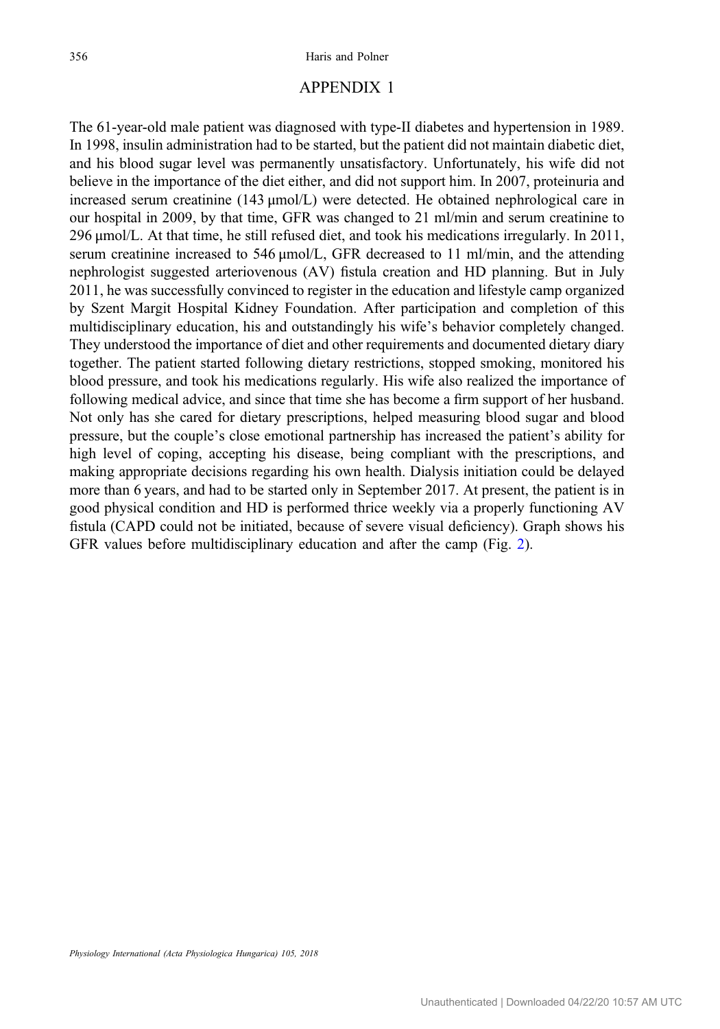## APPENDIX 1

The 61-year-old male patient was diagnosed with type-II diabetes and hypertension in 1989. In 1998, insulin administration had to be started, but the patient did not maintain diabetic diet, and his blood sugar level was permanently unsatisfactory. Unfortunately, his wife did not believe in the importance of the diet either, and did not support him. In 2007, proteinuria and increased serum creatinine (143 μmol/L) were detected. He obtained nephrological care in our hospital in 2009, by that time, GFR was changed to 21 ml/min and serum creatinine to 296 μmol/L. At that time, he still refused diet, and took his medications irregularly. In 2011, serum creatinine increased to 546 μmol/L, GFR decreased to 11 ml/min, and the attending nephrologist suggested arteriovenous (AV) fistula creation and HD planning. But in July 2011, he was successfully convinced to register in the education and lifestyle camp organized by Szent Margit Hospital Kidney Foundation. After participation and completion of this multidisciplinary education, his and outstandingly his wife's behavior completely changed. They understood the importance of diet and other requirements and documented dietary diary together. The patient started following dietary restrictions, stopped smoking, monitored his blood pressure, and took his medications regularly. His wife also realized the importance of following medical advice, and since that time she has become a firm support of her husband. Not only has she cared for dietary prescriptions, helped measuring blood sugar and blood pressure, but the couple's close emotional partnership has increased the patient's ability for high level of coping, accepting his disease, being compliant with the prescriptions, and making appropriate decisions regarding his own health. Dialysis initiation could be delayed more than 6 years, and had to be started only in September 2017. At present, the patient is in good physical condition and HD is performed thrice weekly via a properly functioning AV fistula (CAPD could not be initiated, because of severe visual deficiency). Graph shows his GFR values before multidisciplinary education and after the camp (Fig. 2).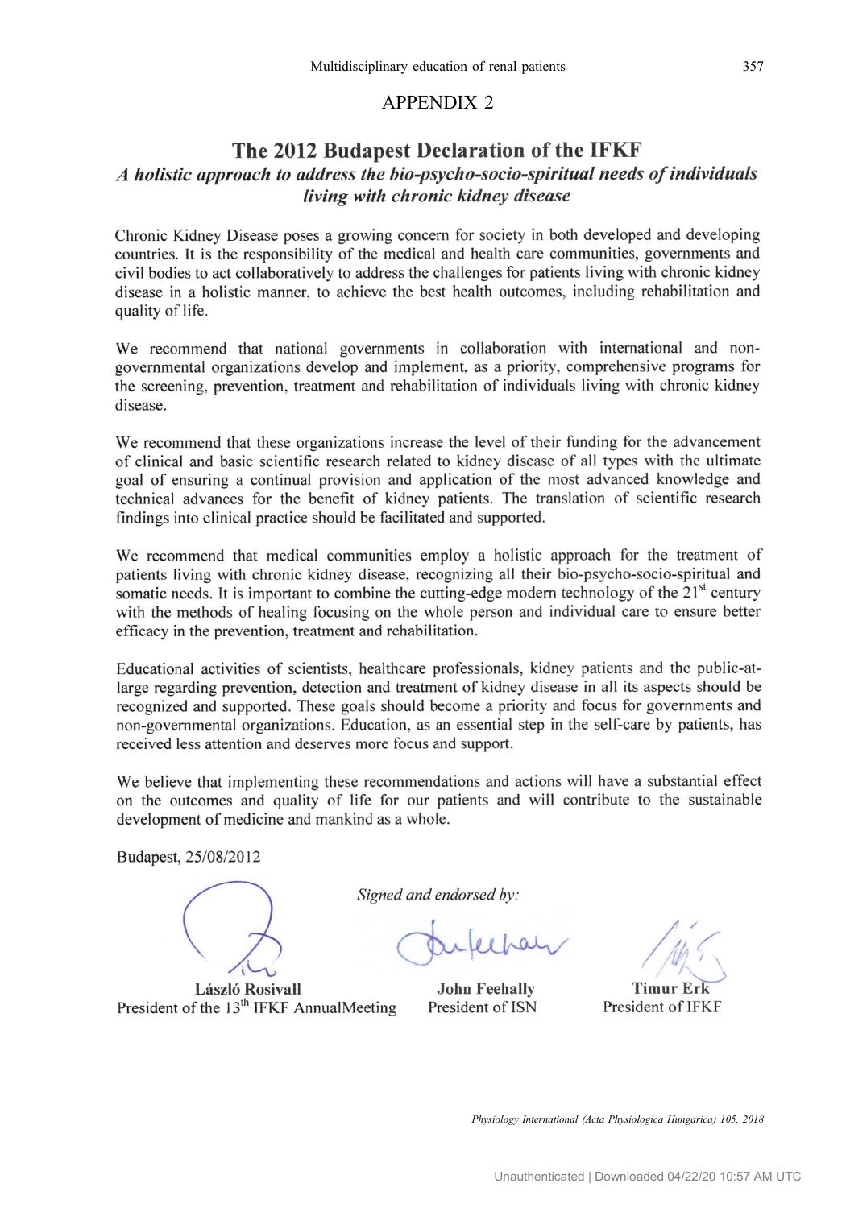## APPENDIX 2

# The 2012 Budapest Declaration of the IFKF

### *A holistic approach to address the bio-psycho-socio-spiritual needs of individuals living with chronic kidney disease*

Chronic Kidney Disease poses a growing concern for society in both developed and developing countries. It is the responsibility of the medical and health care communities, governments and civil bodies to act collaboratively to address the challenges for patients living with chronic kidney disease in a holistic manner, to achieve the best health outcomes, including rehabilitation and quality of life.

We recommend that national governments in collaboration with international and non-governmental organizations develop and implement, as a priority, comprehensive programs for the screening, prevention, treatment and rehabilitation of individuals living with chronic kidney disease.

We recommend that these organizations increase the level of their funding for the advancement of clinical and basic scientific research related to kidney disease of all types with the ultimate goal of ensuring a continual provision and application of the most advanced knowledge and technical advances for the benefit of kidney patients. The translation of scientific research findings into clinical practice should be facilitated and supported.

We recommend that medical communities employ a holistic approach for the treatment of patients living with chronic kidney disease, recognizing all their bio-psycho-socio-spiritual and somatic needs. It is important to combine the cutting-edge modern technology of the 21st century with the methods of healing focusing on the whole person and individual care to ensure better efficacy in the prevention, treatment and rehabilitation.

Educational activities of scientists, healthcare professionals, kidney patients and the public-at-large regarding prevention, detection and treatment of kidney disease in all its aspects should be recognized and supported. These goals should become a priority and focus for governments and non-governmental organizations. Education, as an essential step in the self-care by patients, has received less attention and deserves more focus and support.

We believe that implementing these recommendations and actions will have a substantial effect on the outcomes and quality of life for our patients and will contribute to the sustainable development of medicine and mankind as a whole.

Budapest, 25/08/2012

*Signed and endorsed by:*

**László Rosivall**
President of the 13th IFKF AnnualMeeting

**John Feehally**
President of ISN

**Timur Erk**
President of IFKF